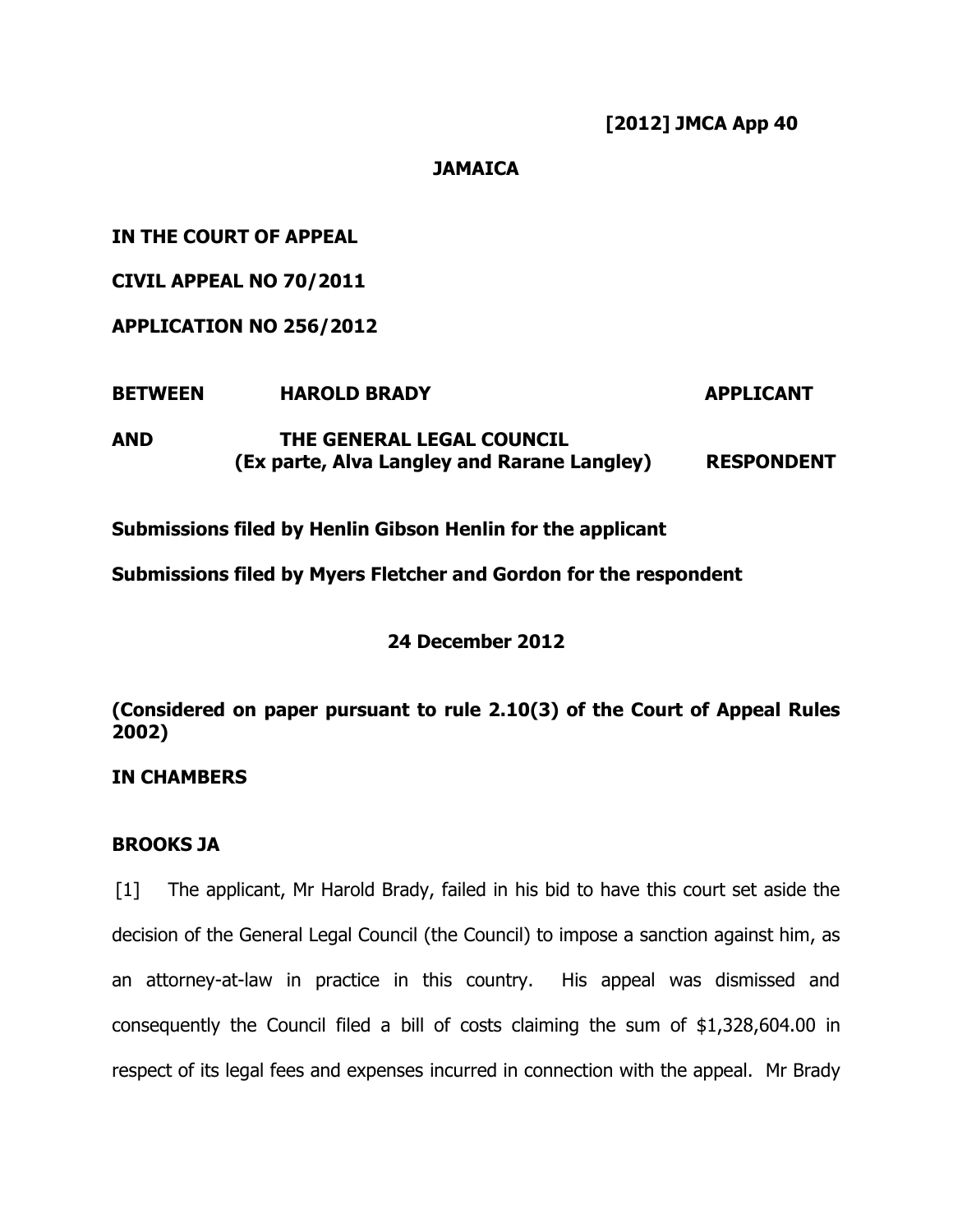**[2012] JMCA App 40**

**JAMAICA**

**IN THE COURT OF APPEAL**

**CIVIL APPEAL NO 70/2011**

**APPLICATION NO 256/2012**

| | | |
|---|---|---|
| **BETWEEN** | **HAROLD BRADY** | **APPLICANT** |
| **AND** | **THE GENERAL LEGAL COUNCIL (Ex parte, Alva Langley and Rarane Langley)** | **RESPONDENT** |

**Submissions filed by Henlin Gibson Henlin for the applicant**

**Submissions filed by Myers Fletcher and Gordon for the respondent**

**24 December 2012**

**(Considered on paper pursuant to rule 2.10(3) of the Court of Appeal Rules 2002)**

**IN CHAMBERS**

**BROOKS JA**

[1] The applicant, Mr Harold Brady, failed in his bid to have this court set aside the decision of the General Legal Council (the Council) to impose a sanction against him, as an attorney-at-law in practice in this country. His appeal was dismissed and consequently the Council filed a bill of costs claiming the sum of $1,328,604.00 in respect of its legal fees and expenses incurred in connection with the appeal. Mr Brady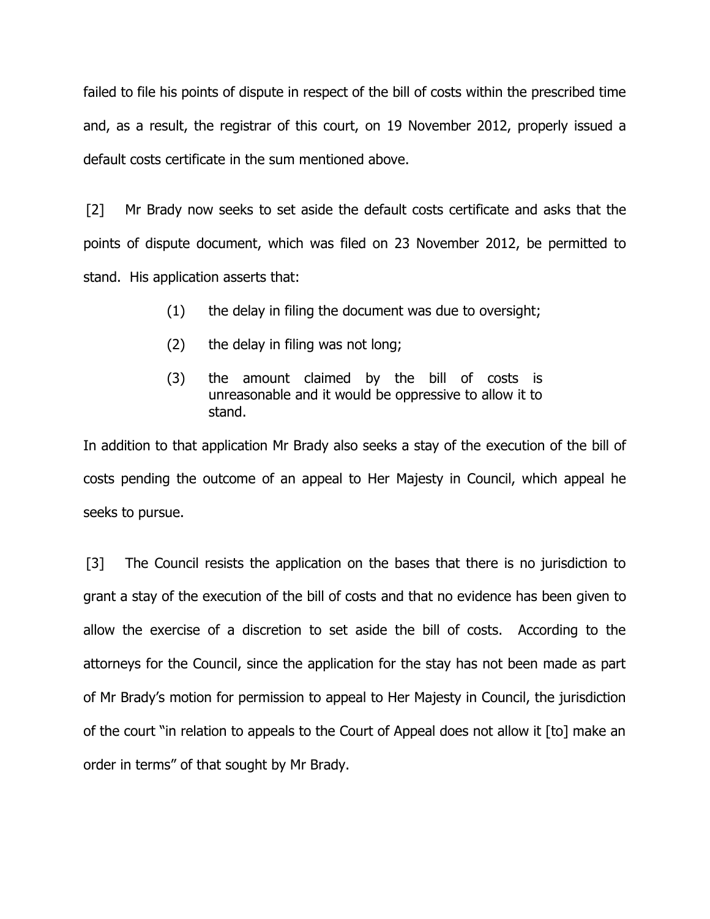failed to file his points of dispute in respect of the bill of costs within the prescribed time and, as a result, the registrar of this court, on 19 November 2012, properly issued a default costs certificate in the sum mentioned above.

[2] Mr Brady now seeks to set aside the default costs certificate and asks that the points of dispute document, which was filed on 23 November 2012, be permitted to stand. His application asserts that:

> (1) the delay in filing the document was due to oversight;
>
> (2) the delay in filing was not long;
>
> (3) the amount claimed by the bill of costs is unreasonable and it would be oppressive to allow it to stand.

In addition to that application Mr Brady also seeks a stay of the execution of the bill of costs pending the outcome of an appeal to Her Majesty in Council, which appeal he seeks to pursue.

[3] The Council resists the application on the bases that there is no jurisdiction to grant a stay of the execution of the bill of costs and that no evidence has been given to allow the exercise of a discretion to set aside the bill of costs. According to the attorneys for the Council, since the application for the stay has not been made as part of Mr Brady's motion for permission to appeal to Her Majesty in Council, the jurisdiction of the court "in relation to appeals to the Court of Appeal does not allow it [to] make an order in terms" of that sought by Mr Brady.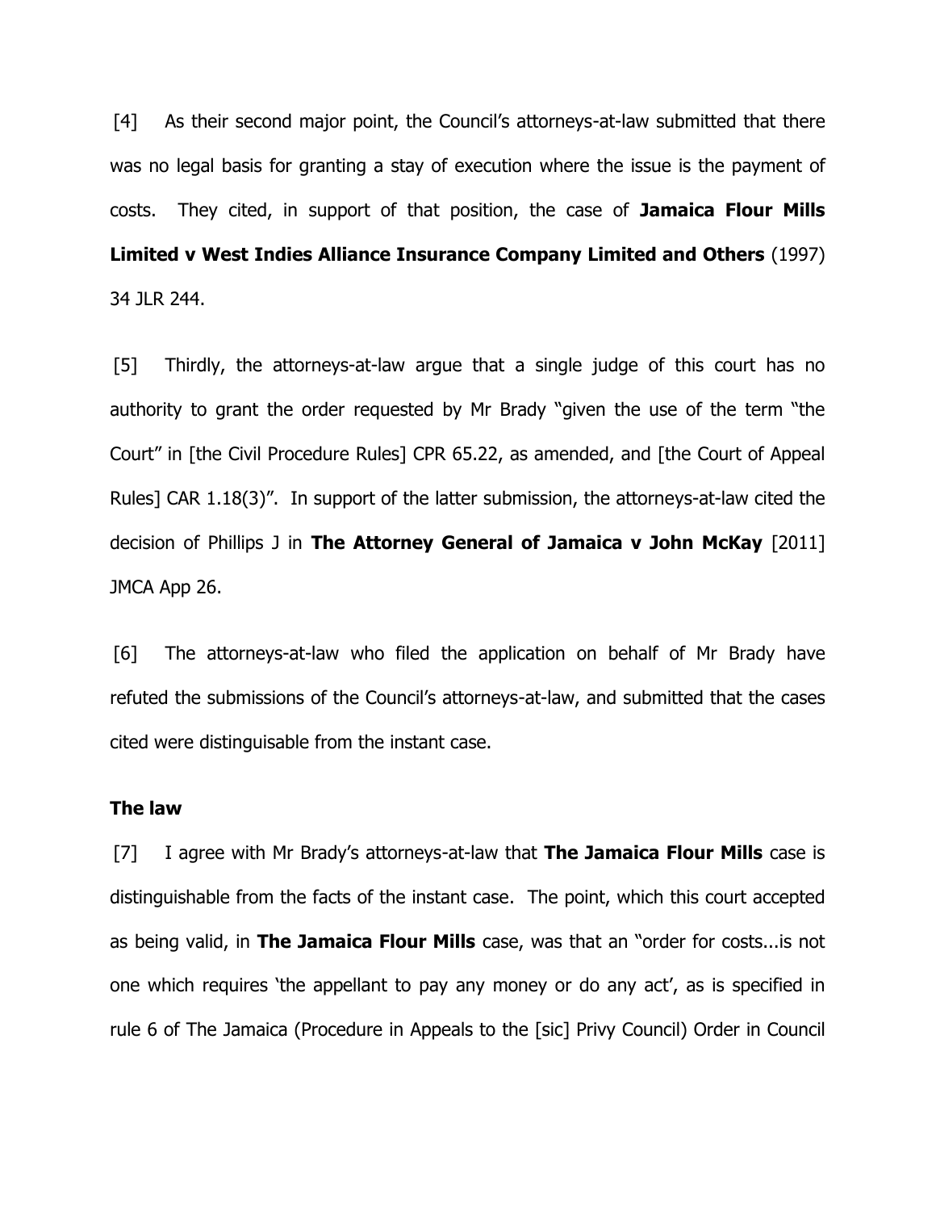[4] As their second major point, the Council's attorneys-at-law submitted that there was no legal basis for granting a stay of execution where the issue is the payment of costs. They cited, in support of that position, the case of **Jamaica Flour Mills Limited v West Indies Alliance Insurance Company Limited and Others** (1997) 34 JLR 244.

[5] Thirdly, the attorneys-at-law argue that a single judge of this court has no authority to grant the order requested by Mr Brady "given the use of the term "the Court" in [the Civil Procedure Rules] CPR 65.22, as amended, and [the Court of Appeal Rules] CAR 1.18(3)". In support of the latter submission, the attorneys-at-law cited the decision of Phillips J in **The Attorney General of Jamaica v John McKay** [2011] JMCA App 26.

[6] The attorneys-at-law who filed the application on behalf of Mr Brady have refuted the submissions of the Council's attorneys-at-law, and submitted that the cases cited were distinguishable from the instant case.

**The law**

[7] I agree with Mr Brady's attorneys-at-law that **The Jamaica Flour Mills** case is distinguishable from the facts of the instant case. The point, which this court accepted as being valid, in **The Jamaica Flour Mills** case, was that an "order for costs...is not one which requires 'the appellant to pay any money or do any act', as is specified in rule 6 of The Jamaica (Procedure in Appeals to the [sic] Privy Council) Order in Council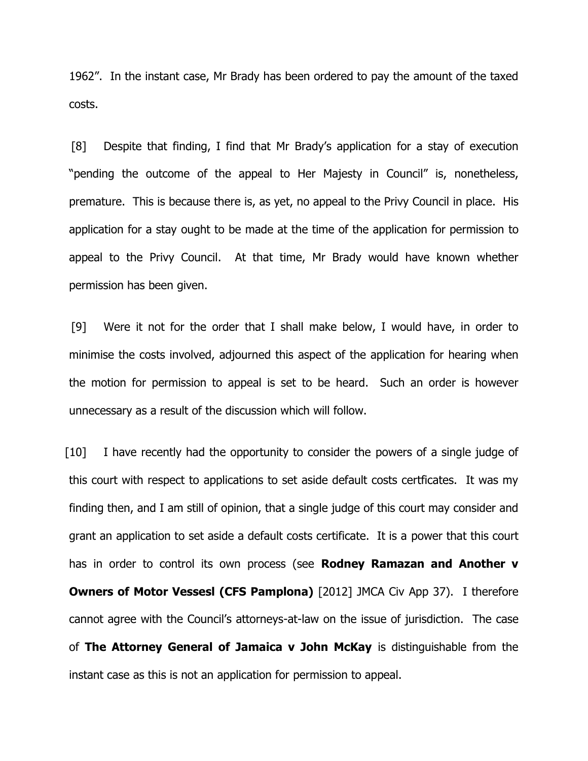1962". In the instant case, Mr Brady has been ordered to pay the amount of the taxed costs.

[8] Despite that finding, I find that Mr Brady's application for a stay of execution "pending the outcome of the appeal to Her Majesty in Council" is, nonetheless, premature. This is because there is, as yet, no appeal to the Privy Council in place. His application for a stay ought to be made at the time of the application for permission to appeal to the Privy Council. At that time, Mr Brady would have known whether permission has been given.

[9] Were it not for the order that I shall make below, I would have, in order to minimise the costs involved, adjourned this aspect of the application for hearing when the motion for permission to appeal is set to be heard. Such an order is however unnecessary as a result of the discussion which will follow.

[10] I have recently had the opportunity to consider the powers of a single judge of this court with respect to applications to set aside default costs certficates. It was my finding then, and I am still of opinion, that a single judge of this court may consider and grant an application to set aside a default costs certificate. It is a power that this court has in order to control its own process (see **Rodney Ramazan and Another v Owners of Motor Vessesl (CFS Pamplona)** [2012] JMCA Civ App 37). I therefore cannot agree with the Council's attorneys-at-law on the issue of jurisdiction. The case of **The Attorney General of Jamaica v John McKay** is distinguishable from the instant case as this is not an application for permission to appeal.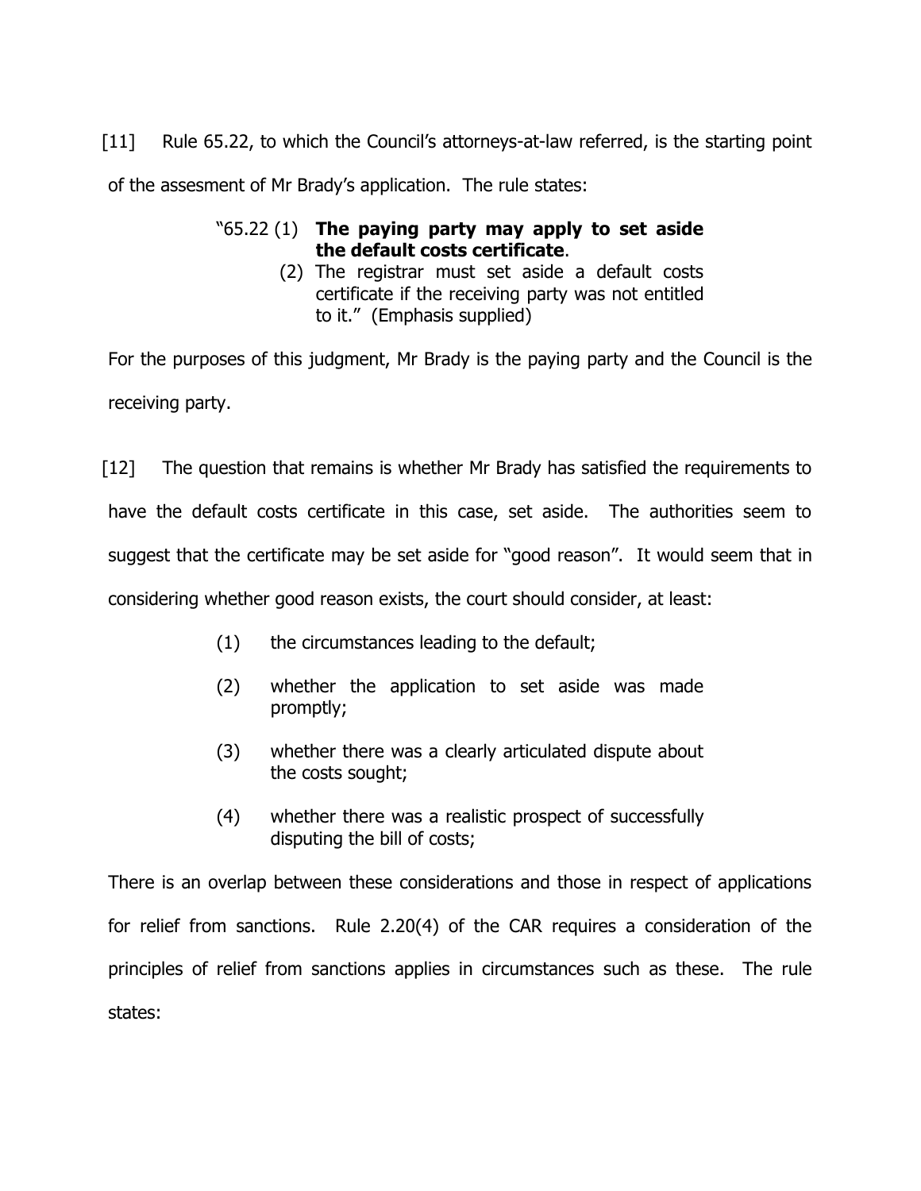[11] Rule 65.22, to which the Council's attorneys-at-law referred, is the starting point of the assesment of Mr Brady's application. The rule states:

> "65.22 (1) **The paying party may apply to set aside the default costs certificate**.
>
> (2) The registrar must set aside a default costs certificate if the receiving party was not entitled to it." (Emphasis supplied)

For the purposes of this judgment, Mr Brady is the paying party and the Council is the receiving party.

[12] The question that remains is whether Mr Brady has satisfied the requirements to have the default costs certificate in this case, set aside. The authorities seem to suggest that the certificate may be set aside for "good reason". It would seem that in considering whether good reason exists, the court should consider, at least:

> (1) the circumstances leading to the default;
>
> (2) whether the application to set aside was made promptly;
>
> (3) whether there was a clearly articulated dispute about the costs sought;
>
> (4) whether there was a realistic prospect of successfully disputing the bill of costs;

There is an overlap between these considerations and those in respect of applications for relief from sanctions. Rule 2.20(4) of the CAR requires a consideration of the principles of relief from sanctions applies in circumstances such as these. The rule states: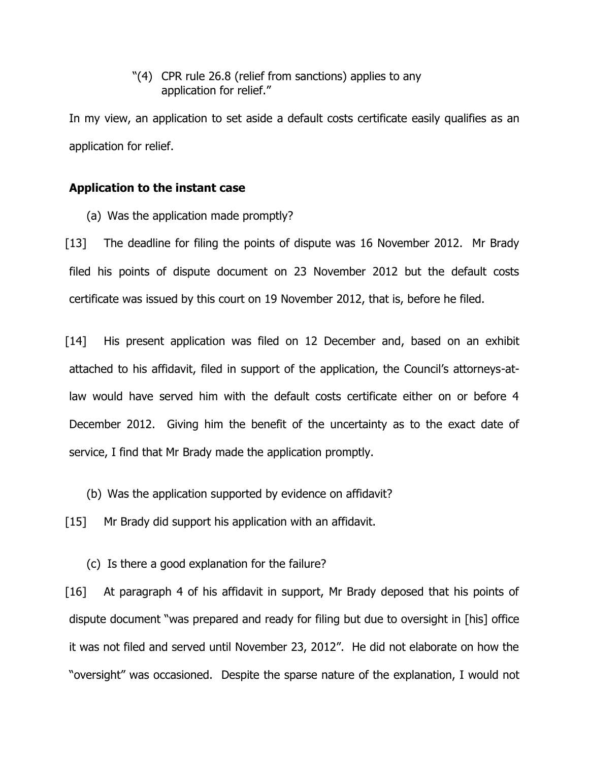"(4) CPR rule 26.8 (relief from sanctions) applies to any application for relief."

In my view, an application to set aside a default costs certificate easily qualifies as an application for relief.

**Application to the instant case**

(a) Was the application made promptly?

[13] The deadline for filing the points of dispute was 16 November 2012. Mr Brady filed his points of dispute document on 23 November 2012 but the default costs certificate was issued by this court on 19 November 2012, that is, before he filed.

[14] His present application was filed on 12 December and, based on an exhibit attached to his affidavit, filed in support of the application, the Council's attorneys-at-law would have served him with the default costs certificate either on or before 4 December 2012. Giving him the benefit of the uncertainty as to the exact date of service, I find that Mr Brady made the application promptly.

(b) Was the application supported by evidence on affidavit?

[15] Mr Brady did support his application with an affidavit.

(c) Is there a good explanation for the failure?

[16] At paragraph 4 of his affidavit in support, Mr Brady deposed that his points of dispute document "was prepared and ready for filing but due to oversight in [his] office it was not filed and served until November 23, 2012". He did not elaborate on how the "oversight" was occasioned. Despite the sparse nature of the explanation, I would not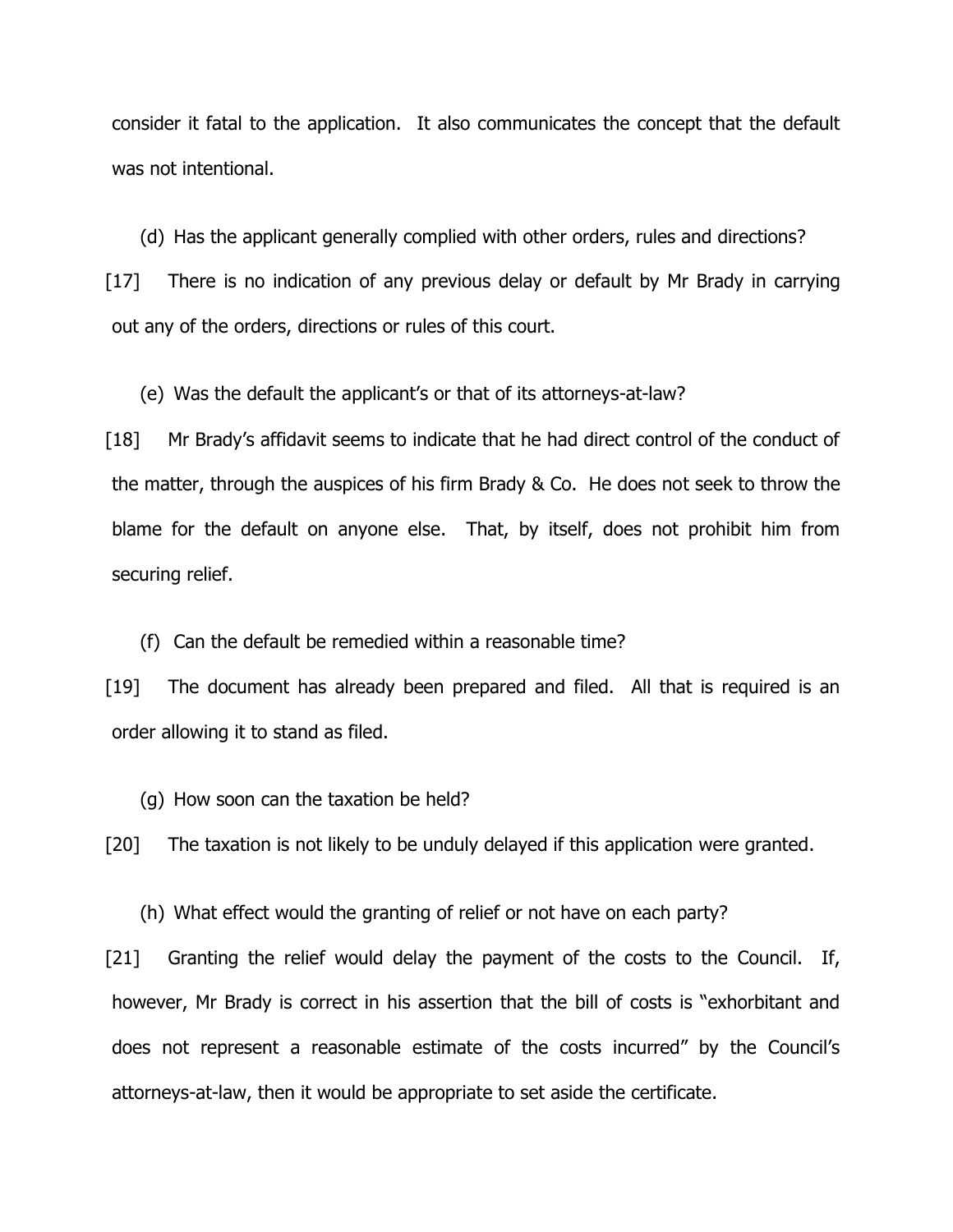consider it fatal to the application. It also communicates the concept that the default was not intentional.

(d) Has the applicant generally complied with other orders, rules and directions?

[17] There is no indication of any previous delay or default by Mr Brady in carrying out any of the orders, directions or rules of this court.

(e) Was the default the applicant's or that of its attorneys-at-law?

[18] Mr Brady's affidavit seems to indicate that he had direct control of the conduct of the matter, through the auspices of his firm Brady & Co. He does not seek to throw the blame for the default on anyone else. That, by itself, does not prohibit him from securing relief.

(f) Can the default be remedied within a reasonable time?

[19] The document has already been prepared and filed. All that is required is an order allowing it to stand as filed.

(g) How soon can the taxation be held?

[20] The taxation is not likely to be unduly delayed if this application were granted.

(h) What effect would the granting of relief or not have on each party?

[21] Granting the relief would delay the payment of the costs to the Council. If, however, Mr Brady is correct in his assertion that the bill of costs is "exhorbitant and does not represent a reasonable estimate of the costs incurred" by the Council's attorneys-at-law, then it would be appropriate to set aside the certificate.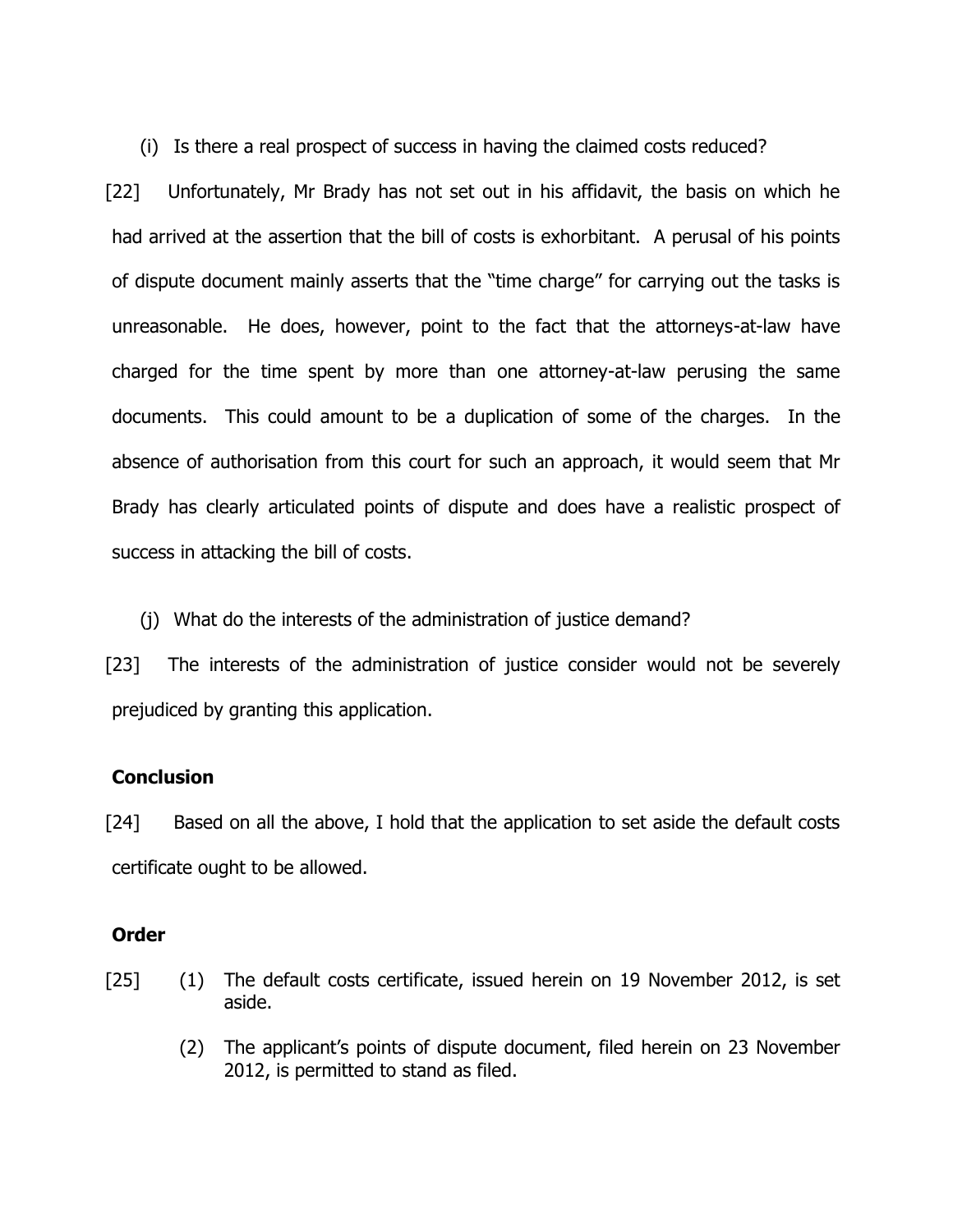(i) Is there a real prospect of success in having the claimed costs reduced?

[22] Unfortunately, Mr Brady has not set out in his affidavit, the basis on which he had arrived at the assertion that the bill of costs is exhorbitant. A perusal of his points of dispute document mainly asserts that the "time charge" for carrying out the tasks is unreasonable. He does, however, point to the fact that the attorneys-at-law have charged for the time spent by more than one attorney-at-law perusing the same documents. This could amount to be a duplication of some of the charges. In the absence of authorisation from this court for such an approach, it would seem that Mr Brady has clearly articulated points of dispute and does have a realistic prospect of success in attacking the bill of costs.

(j) What do the interests of the administration of justice demand?

[23] The interests of the administration of justice consider would not be severely prejudiced by granting this application.

**Conclusion**

[24] Based on all the above, I hold that the application to set aside the default costs certificate ought to be allowed.

**Order**

[25] (1) The default costs certificate, issued herein on 19 November 2012, is set aside.

(2) The applicant's points of dispute document, filed herein on 23 November 2012, is permitted to stand as filed.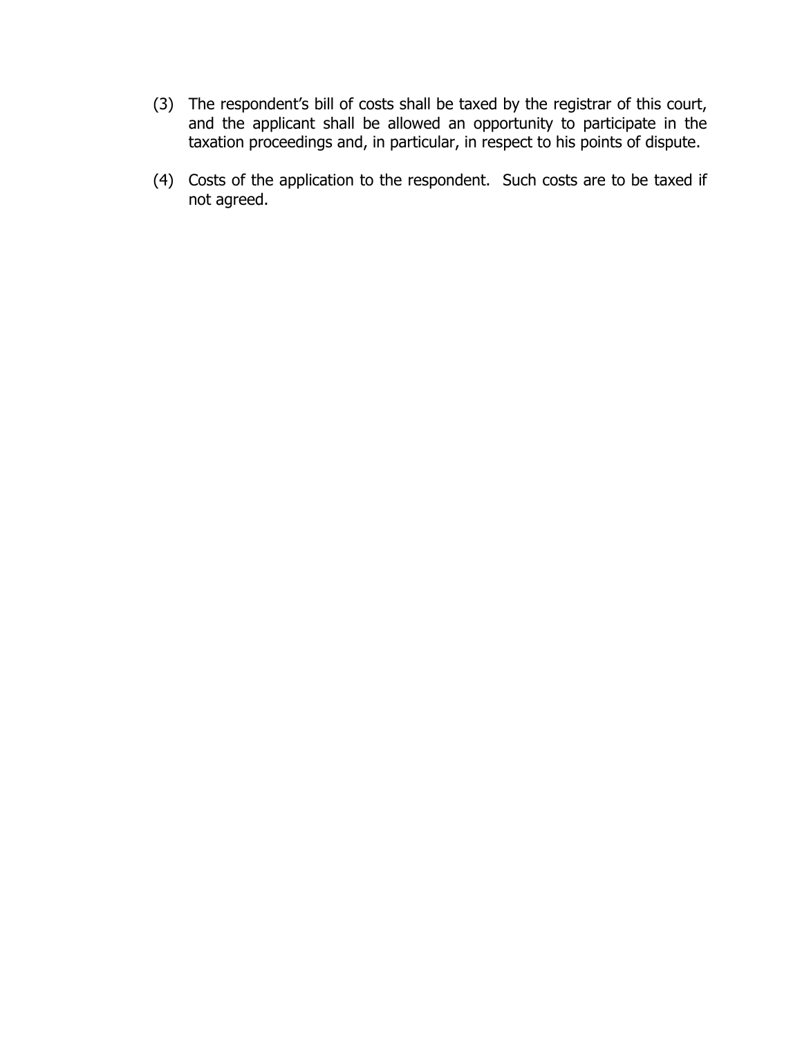(3) The respondent's bill of costs shall be taxed by the registrar of this court, and the applicant shall be allowed an opportunity to participate in the taxation proceedings and, in particular, in respect to his points of dispute.

(4) Costs of the application to the respondent. Such costs are to be taxed if not agreed.